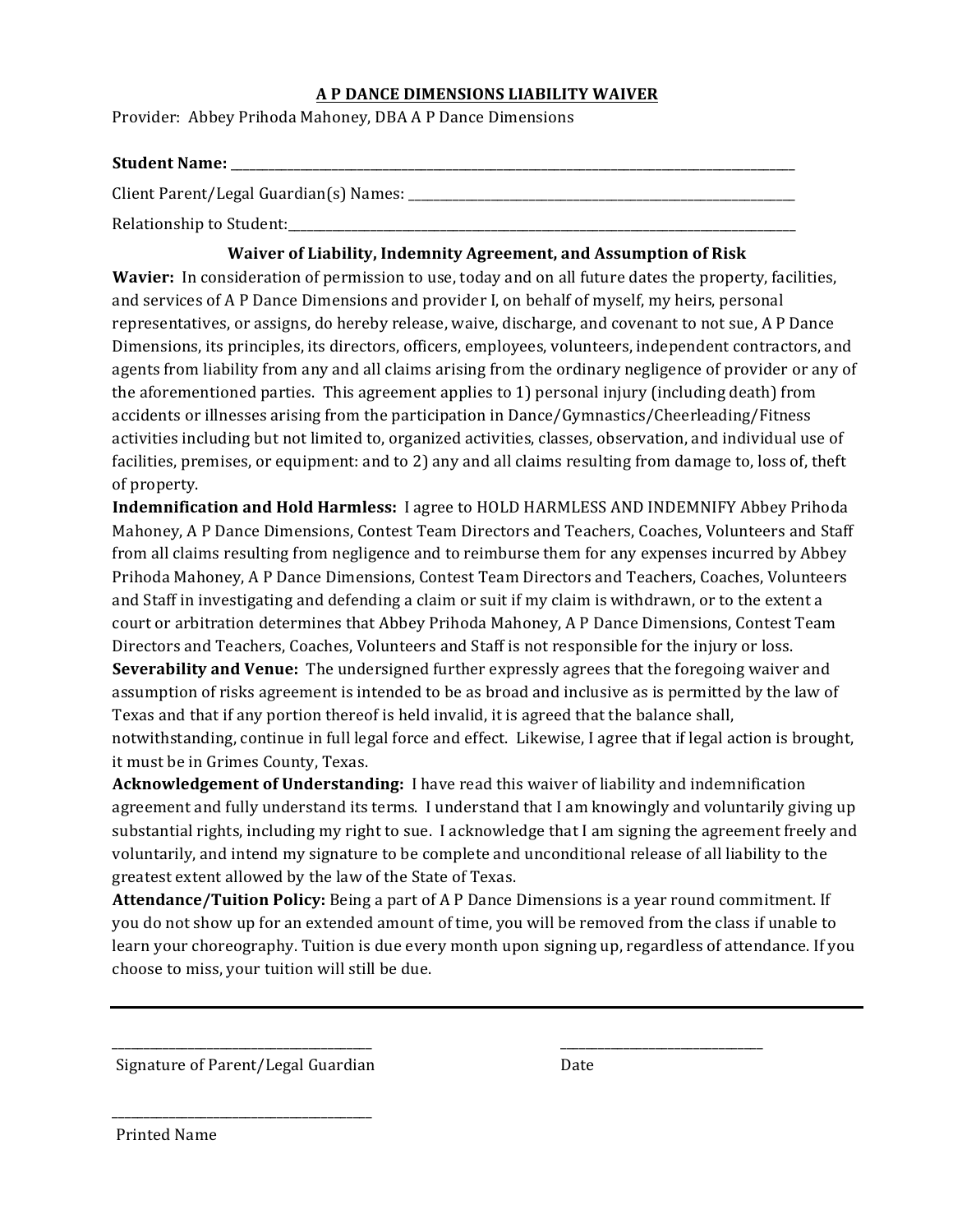## A P DANCE DIMENSIONS LIABILITY WAIVER

Provider: Abbey Prihoda Mahoney, DBA A P Dance Dimensions

**Student Name:** ______________________________________________

Client Parent/Legal Guardian(s) Names: ______________________________________________

Relationship to Student: ______________________________________________

### Waiver of Liability, Indemnity Agreement, and Assumption of Risk

**Wavier:** In consideration of permission to use, today and on all future dates the property, facilities, and services of A P Dance Dimensions and provider I, on behalf of myself, my heirs, personal representatives, or assigns, do hereby release, waive, discharge, and covenant to not sue, A P Dance Dimensions, its principles, its directors, officers, employees, volunteers, independent contractors, and agents from liability from any and all claims arising from the ordinary negligence of provider or any of the aforementioned parties. This agreement applies to 1) personal injury (including death) from accidents or illnesses arising from the participation in Dance/Gymnastics/Cheerleading/Fitness activities including but not limited to, organized activities, classes, observation, and individual use of facilities, premises, or equipment: and to 2) any and all claims resulting from damage to, loss of, theft of property.

**Indemnification and Hold Harmless:** I agree to HOLD HARMLESS AND INDEMNIFY Abbey Prihoda Mahoney, A P Dance Dimensions, Contest Team Directors and Teachers, Coaches, Volunteers and Staff from all claims resulting from negligence and to reimburse them for any expenses incurred by Abbey Prihoda Mahoney, A P Dance Dimensions, Contest Team Directors and Teachers, Coaches, Volunteers and Staff in investigating and defending a claim or suit if my claim is withdrawn, or to the extent a court or arbitration determines that Abbey Prihoda Mahoney, A P Dance Dimensions, Contest Team Directors and Teachers, Coaches, Volunteers and Staff is not responsible for the injury or loss.

**Severability and Venue:** The undersigned further expressly agrees that the foregoing waiver and assumption of risks agreement is intended to be as broad and inclusive as is permitted by the law of Texas and that if any portion thereof is held invalid, it is agreed that the balance shall, notwithstanding, continue in full legal force and effect. Likewise, I agree that if legal action is brought, it must be in Grimes County, Texas.

**Acknowledgement of Understanding:** I have read this waiver of liability and indemnification agreement and fully understand its terms. I understand that I am knowingly and voluntarily giving up substantial rights, including my right to sue. I acknowledge that I am signing the agreement freely and voluntarily, and intend my signature to be complete and unconditional release of all liability to the greatest extent allowed by the law of the State of Texas.

**Attendance/Tuition Policy:** Being a part of A P Dance Dimensions is a year round commitment. If you do not show up for an extended amount of time, you will be removed from the class if unable to learn your choreography. Tuition is due every month upon signing up, regardless of attendance. If you choose to miss, your tuition will still be due.

---

______________________________ ______________________

Signature of Parent/Legal Guardian Date

______________________________

Printed Name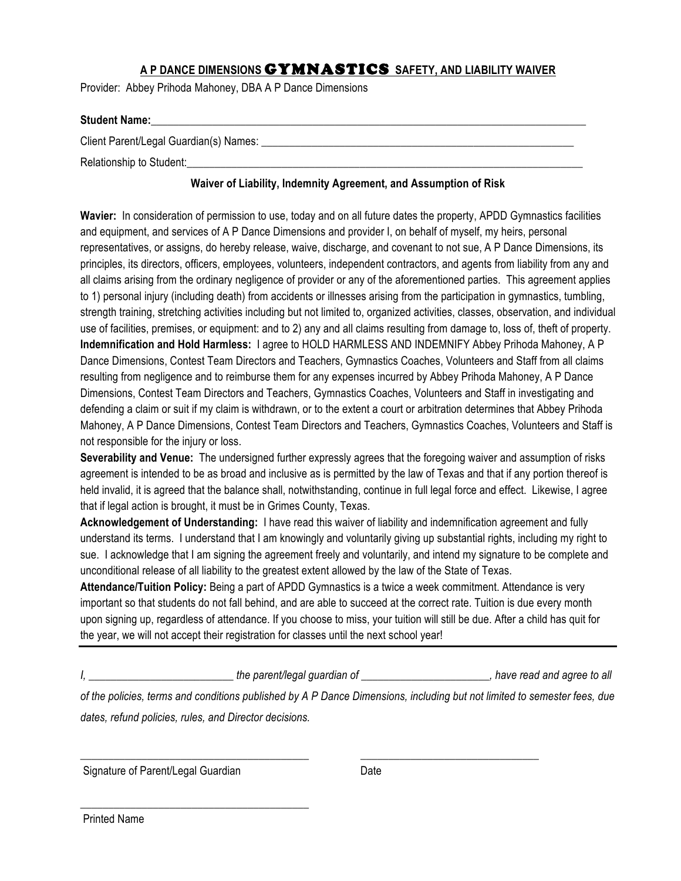## A P DANCE DIMENSIONS GYMNASTICS SAFETY, AND LIABILITY WAIVER

Provider: Abbey Prihoda Mahoney, DBA A P Dance Dimensions

**Student Name:**\_\_\_\_\_\_\_\_\_\_\_\_\_\_\_\_\_\_\_\_\_\_\_\_\_\_\_\_\_\_\_\_\_\_\_\_\_\_\_\_\_\_\_\_\_\_\_\_\_\_\_\_\_\_\_\_\_\_\_\_

Client Parent/Legal Guardian(s) Names: \_\_\_\_\_\_\_\_\_\_\_\_\_\_\_\_\_\_\_\_\_\_\_\_\_\_\_\_\_\_\_\_\_\_\_\_\_\_\_\_\_\_\_\_

Relationship to Student:\_\_\_\_\_\_\_\_\_\_\_\_\_\_\_\_\_\_\_\_\_\_\_\_\_\_\_\_\_\_\_\_\_\_\_\_\_\_\_\_\_\_\_\_\_\_\_\_\_\_\_\_\_\_

### Waiver of Liability, Indemnity Agreement, and Assumption of Risk

**Wavier:** In consideration of permission to use, today and on all future dates the property, APDD Gymnastics facilities and equipment, and services of A P Dance Dimensions and provider I, on behalf of myself, my heirs, personal representatives, or assigns, do hereby release, waive, discharge, and covenant to not sue, A P Dance Dimensions, its principles, its directors, officers, employees, volunteers, independent contractors, and agents from liability from any and all claims arising from the ordinary negligence of provider or any of the aforementioned parties. This agreement applies to 1) personal injury (including death) from accidents or illnesses arising from the participation in gymnastics, tumbling, strength training, stretching activities including but not limited to, organized activities, classes, observation, and individual use of facilities, premises, or equipment: and to 2) any and all claims resulting from damage to, loss of, theft of property.

**Indemnification and Hold Harmless:** I agree to HOLD HARMLESS AND INDEMNIFY Abbey Prihoda Mahoney, A P Dance Dimensions, Contest Team Directors and Teachers, Gymnastics Coaches, Volunteers and Staff from all claims resulting from negligence and to reimburse them for any expenses incurred by Abbey Prihoda Mahoney, A P Dance Dimensions, Contest Team Directors and Teachers, Gymnastics Coaches, Volunteers and Staff in investigating and defending a claim or suit if my claim is withdrawn, or to the extent a court or arbitration determines that Abbey Prihoda Mahoney, A P Dance Dimensions, Contest Team Directors and Teachers, Gymnastics Coaches, Volunteers and Staff is not responsible for the injury or loss.

**Severability and Venue:** The undersigned further expressly agrees that the foregoing waiver and assumption of risks agreement is intended to be as broad and inclusive as is permitted by the law of Texas and that if any portion thereof is held invalid, it is agreed that the balance shall, notwithstanding, continue in full legal force and effect. Likewise, I agree that if legal action is brought, it must be in Grimes County, Texas.

**Acknowledgement of Understanding:** I have read this waiver of liability and indemnification agreement and fully understand its terms. I understand that I am knowingly and voluntarily giving up substantial rights, including my right to sue. I acknowledge that I am signing the agreement freely and voluntarily, and intend my signature to be complete and unconditional release of all liability to the greatest extent allowed by the law of the State of Texas.

**Attendance/Tuition Policy:** Being a part of APDD Gymnastics is a twice a week commitment. Attendance is very important so that students do not fall behind, and are able to succeed at the correct rate. Tuition is due every month upon signing up, regardless of attendance. If you choose to miss, your tuition will still be due. After a child has quit for the year, we will not accept their registration for classes until the next school year!

---

*I, \_\_\_\_\_\_\_\_\_\_\_\_\_\_\_\_\_\_\_\_\_\_\_\_\_ the parent/legal guardian of \_\_\_\_\_\_\_\_\_\_\_\_\_\_\_\_\_\_\_\_\_\_, have read and agree to all of the policies, terms and conditions published by A P Dance Dimensions, including but not limited to semester fees, due dates, refund policies, rules, and Director decisions.*

\_\_\_\_\_\_\_\_\_\_\_\_\_\_\_\_\_\_\_\_\_\_\_\_\_\_\_\_\_\_\_\_\_\_\_\_\_\_\_ \_\_\_\_\_\_\_\_\_\_\_\_\_\_\_\_\_\_\_\_\_\_\_\_\_\_\_\_\_\_\_\_

Signature of Parent/Legal Guardian Date

\_\_\_\_\_\_\_\_\_\_\_\_\_\_\_\_\_\_\_\_\_\_\_\_\_\_\_\_\_\_\_\_\_\_\_\_\_\_\_

Printed Name